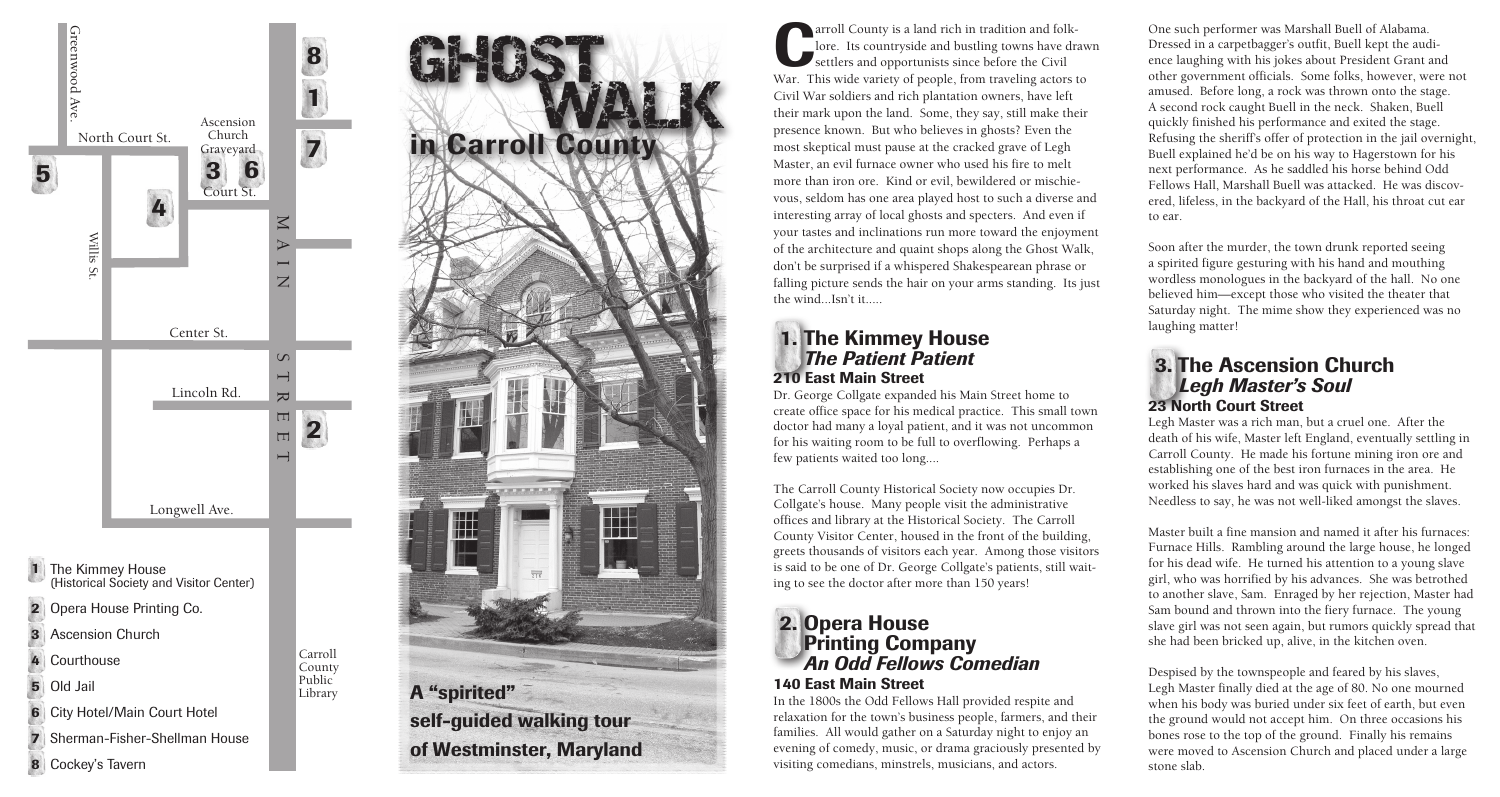# GHOST WALK in Carroll County

A "spirited" self-guided walking tour of Westminster, Maryland

Greenwood Ave. | North Court St. | Ascension Church Graveyard | Court St. | Willis St. | MAIN STREET | Center St. | Lincoln Rd. | Longwell Ave. | Carroll County Public Library

1. The Kimmey House (Historical Society and Visitor Center)
2. Opera House Printing Co.
3. Ascension Church
4. Courthouse
5. Old Jail
6. City Hotel/Main Court Hotel
7. Sherman-Fisher-Shellman House
8. Cockey's Tavern

Carroll County is a land rich in tradition and folklore. Its countryside and bustling towns have drawn settlers and opportunists since before the Civil War. This wide variety of people, from traveling actors to Civil War soldiers and rich plantation owners, have left their mark upon the land. Some, they say, still make their presence known. But who believes in ghosts? Even the most skeptical must pause at the cracked grave of Legh Master, an evil furnace owner who used his fire to melt more than iron ore. Kind or evil, bewildered or mischievous, seldom has one area played host to such a diverse and interesting array of local ghosts and specters. And even if your tastes and inclinations run more toward the enjoyment of the architecture and quaint shops along the Ghost Walk, don't be surprised if a whispered Shakespearean phrase or falling picture sends the hair on your arms standing. Its just the wind...Isn't it.....

## 1. The Kimmey House

### *The Patient Patient*

**210 East Main Street**

Dr. George Collgate expanded his Main Street home to create office space for his medical practice. This small town doctor had many a loyal patient, and it was not uncommon for his waiting room to be full to overflowing. Perhaps a few patients waited too long....

The Carroll County Historical Society now occupies Dr. Collgate's house. Many people visit the administrative offices and library at the Historical Society. The Carroll County Visitor Center, housed in the front of the building, greets thousands of visitors each year. Among those visitors is said to be one of Dr. George Collgate's patients, still waiting to see the doctor after more than 150 years!

## 2. Opera House Printing Company

### *An Odd Fellows Comedian*

**140 East Main Street**

In the 1800s the Odd Fellows Hall provided respite and relaxation for the town's business people, farmers, and their families. All would gather on a Saturday night to enjoy an evening of comedy, music, or drama graciously presented by visiting comedians, minstrels, musicians, and actors.

One such performer was Marshall Buell of Alabama. Dressed in a carpetbagger's outfit, Buell kept the audience laughing with his jokes about President Grant and other government officials. Some folks, however, were not amused. Before long, a rock was thrown onto the stage. A second rock caught Buell in the neck. Shaken, Buell quickly finished his performance and exited the stage. Refusing the sheriff's offer of protection in the jail overnight, Buell explained he'd be on his way to Hagerstown for his next performance. As he saddled his horse behind Odd Fellows Hall, Marshall Buell was attacked. He was discovered, lifeless, in the backyard of the Hall, his throat cut ear to ear.

Soon after the murder, the town drunk reported seeing a spirited figure gesturing with his hand and mouthing wordless monologues in the backyard of the hall. No one believed him—except those who visited the theater that Saturday night. The mime show they experienced was no laughing matter!

## 3. The Ascension Church

### *Legh Master's Soul*

**23 North Court Street**

Legh Master was a rich man, but a cruel one. After the death of his wife, Master left England, eventually settling in Carroll County. He made his fortune mining iron ore and establishing one of the best iron furnaces in the area. He worked his slaves hard and was quick with punishment. Needless to say, he was not well-liked amongst the slaves.

Master built a fine mansion and named it after his furnaces: Furnace Hills. Rambling around the large house, he longed for his dead wife. He turned his attention to a young slave girl, who was horrified by his advances. She was betrothed to another slave, Sam. Enraged by her rejection, Master had Sam bound and thrown into the fiery furnace. The young slave girl was not seen again, but rumors quickly spread that she had been bricked up, alive, in the kitchen oven.

Despised by the townspeople and feared by his slaves, Legh Master finally died at the age of 80. No one mourned when his body was buried under six feet of earth, but even the ground would not accept him. On three occasions his bones rose to the top of the ground. Finally his remains were moved to Ascension Church and placed under a large stone slab.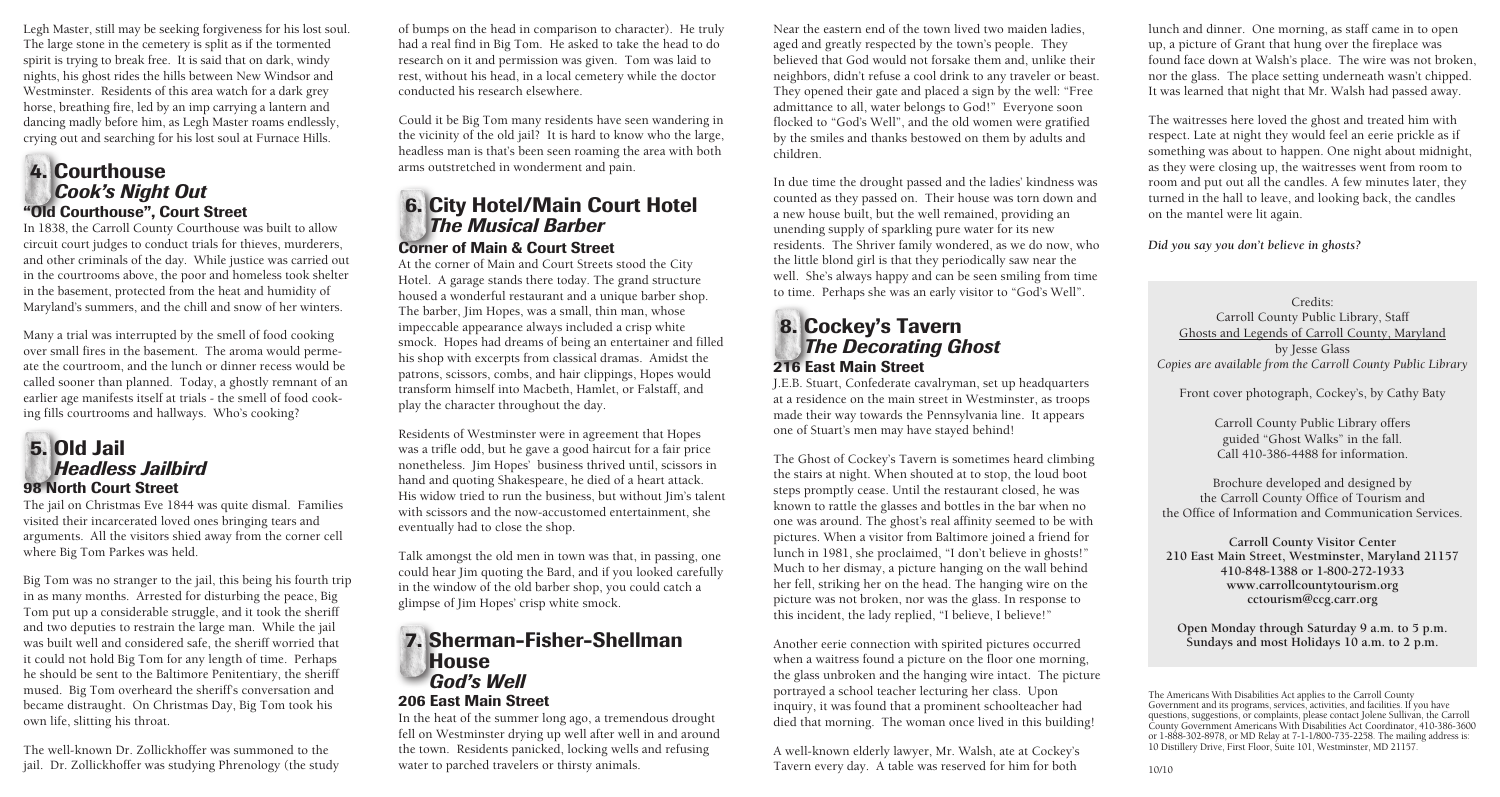Legh Master, still may be seeking forgiveness for his lost soul. The large stone in the cemetery is split as if the tormented spirit is trying to break free. It is said that on dark, windy nights, his ghost rides the hills between New Windsor and Westminster. Residents of this area watch for a dark grey horse, breathing fire, led by an imp carrying a lantern and dancing madly before him, as Legh Master roams endlessly, crying out and searching for his lost soul at Furnace Hills.

## 4. Courthouse *Cook's Night Out*

### "Old Courthouse", Court Street

In 1838, the Carroll County Courthouse was built to allow circuit court judges to conduct trials for thieves, murderers, and other criminals of the day. While justice was carried out in the courtrooms above, the poor and homeless took shelter in the basement, protected from the heat and humidity of Maryland's summers, and the chill and snow of her winters.

Many a trial was interrupted by the smell of food cooking over small fires in the basement. The aroma would permeate the courtroom, and the lunch or dinner recess would be called sooner than planned. Today, a ghostly remnant of an earlier age manifests itself at trials - the smell of food cooking fills courtrooms and hallways. Who's cooking?

## 5. Old Jail *Headless Jailbird*

### 98 North Court Street

The jail on Christmas Eve 1844 was quite dismal. Families visited their incarcerated loved ones bringing tears and arguments. All the visitors shied away from the corner cell where Big Tom Parkes was held.

Big Tom was no stranger to the jail, this being his fourth trip in as many months. Arrested for disturbing the peace, Big Tom put up a considerable struggle, and it took the sheriff and two deputies to restrain the large man. While the jail was built well and considered safe, the sheriff worried that it could not hold Big Tom for any length of time. Perhaps he should be sent to the Baltimore Penitentiary, the sheriff mused. Big Tom overheard the sheriff's conversation and became distraught. On Christmas Day, Big Tom took his own life, slitting his throat.

The well-known Dr. Zollickhoffer was summoned to the jail. Dr. Zollickhoffer was studying Phrenology (the study of bumps on the head in comparison to character). He truly had a real find in Big Tom. He asked to take the head to do research on it and permission was given. Tom was laid to rest, without his head, in a local cemetery while the doctor conducted his research elsewhere.

Could it be Big Tom many residents have seen wandering in the vicinity of the old jail? It is hard to know who the large, headless man is that's been seen roaming the area with both arms outstretched in wonderment and pain.

## 6. City Hotel/Main Court Hotel *The Musical Barber*

### Corner of Main & Court Street

At the corner of Main and Court Streets stood the City Hotel. A garage stands there today. The grand structure housed a wonderful restaurant and a unique barber shop. The barber, Jim Hopes, was a small, thin man, whose impeccable appearance always included a crisp white smock. Hopes had dreams of being an entertainer and filled his shop with excerpts from classical dramas. Amidst the patrons, scissors, combs, and hair clippings, Hopes would transform himself into Macbeth, Hamlet, or Falstaff, and play the character throughout the day.

Residents of Westminster were in agreement that Hopes was a trifle odd, but he gave a good haircut for a fair price nonetheless. Jim Hopes' business thrived until, scissors in hand and quoting Shakespeare, he died of a heart attack. His widow tried to run the business, but without Jim's talent with scissors and the now-accustomed entertainment, she eventually had to close the shop.

Talk amongst the old men in town was that, in passing, one could hear Jim quoting the Bard, and if you looked carefully in the window of the old barber shop, you could catch a glimpse of Jim Hopes' crisp white smock.

## 7. Sherman-Fisher-Shellman House *God's Well*

### 206 East Main Street

In the heat of the summer long ago, a tremendous drought fell on Westminster drying up well after well in and around the town. Residents panicked, locking wells and refusing water to parched travelers or thirsty animals.

Near the eastern end of the town lived two maiden ladies, aged and greatly respected by the town's people. They believed that God would not forsake them and, unlike their neighbors, didn't refuse a cool drink to any traveler or beast. They opened their gate and placed a sign by the well: "Free admittance to all, water belongs to God!" Everyone soon flocked to "God's Well", and the old women were gratified by the smiles and thanks bestowed on them by adults and children.

In due time the drought passed and the ladies' kindness was counted as they passed on. Their house was torn down and a new house built, but the well remained, providing an unending supply of sparkling pure water for its new residents. The Shriver family wondered, as we do now, who the little blond girl is that they periodically saw near the well. She's always happy and can be seen smiling from time to time. Perhaps she was an early visitor to "God's Well".

## 8. Cockey's Tavern *The Decorating Ghost*

### 216 East Main Street

J.E.B. Stuart, Confederate cavalryman, set up headquarters at a residence on the main street in Westminster, as troops made their way towards the Pennsylvania line. It appears one of Stuart's men may have stayed behind!

The Ghost of Cockey's Tavern is sometimes heard climbing the stairs at night. When shouted at to stop, the loud boot steps promptly cease. Until the restaurant closed, he was known to rattle the glasses and bottles in the bar when no one was around. The ghost's real affinity seemed to be with pictures. When a visitor from Baltimore joined a friend for lunch in 1981, she proclaimed, "I don't believe in ghosts!" Much to her dismay, a picture hanging on the wall behind her fell, striking her on the head. The hanging wire on the picture was not broken, nor was the glass. In response to this incident, the lady replied, "I believe, I believe!"

Another eerie connection with spirited pictures occurred when a waitress found a picture on the floor one morning, the glass unbroken and the hanging wire intact. The picture portrayed a school teacher lecturing her class. Upon inquiry, it was found that a prominent schoolteacher had died that morning. The woman once lived in this building!

A well-known elderly lawyer, Mr. Walsh, ate at Cockey's Tavern every day. A table was reserved for him for both lunch and dinner. One morning, as staff came in to open up, a picture of Grant that hung over the fireplace was found face down at Walsh's place. The wire was not broken, nor the glass. The place setting underneath wasn't chipped. It was learned that night that Mr. Walsh had passed away.

The waitresses here loved the ghost and treated him with respect. Late at night they would feel an eerie prickle as if something was about to happen. One night about midnight, as they were closing up, the waitresses went from room to room and put out all the candles. A few minutes later, they turned in the hall to leave, and looking back, the candles on the mantel were lit again.

***Did you say you don't believe in ghosts?***

Credits:
Carroll County Public Library, Staff
Ghosts and Legends of Carroll County, Maryland
by Jesse Glass
*Copies are available from the Carroll County Public Library*

Front cover photograph, Cockey's, by Cathy Baty

Carroll County Public Library offers guided "Ghost Walks" in the fall. Call 410-386-4488 for information.

Brochure developed and designed by the Carroll County Office of Tourism and the Office of Information and Communication Services.

**Carroll County Visitor Center**
**210 East Main Street, Westminster, Maryland 21157**
**410-848-1388 or 1-800-272-1933**
**www.carrollcountytourism.org**
**cctourism@ccg.carr.org**

**Open Monday through Saturday 9 a.m. to 5 p.m.**
**Sundays and most Holidays 10 a.m. to 2 p.m.**

The Americans With Disabilities Act applies to the Carroll County Government and its programs, services, activities, and facilities. If you have questions, suggestions, or complaints, please contact Jolene Sullivan, the Carroll County Government Americans With Disabilities Act Coordinator, 410-386-3600 or 1-888-302-8978, or MD Relay at 7-1-1/800-735-2258. The mailing address is: 10 Distillery Drive, First Floor, Suite 101, Westminster, MD 21157.

10/10